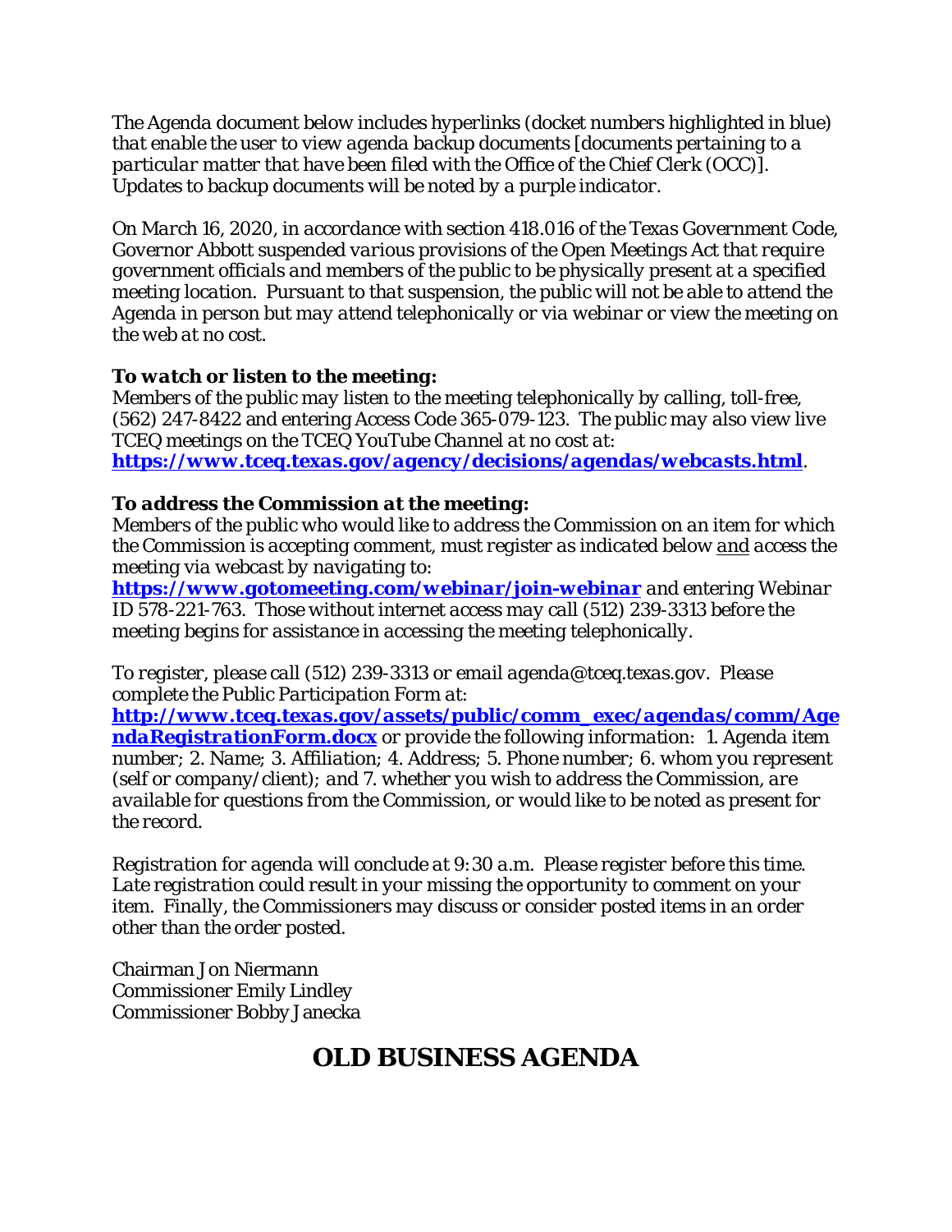*The Agenda document below includes hyperlinks (docket numbers highlighted in blue) that enable the user to view agenda backup documents [documents pertaining to a particular matter that have been filed with the Office of the Chief Clerk (OCC)]. Updates to backup documents will be noted by a purple indicator.*

*On March 16, 2020, in accordance with section 418.016 of the Texas Government Code, Governor Abbott suspended various provisions of the Open Meetings Act that require government officials and members of the public to be physically present at a specified meeting location. Pursuant to that suspension, the public will not be able to attend the Agenda in person but may attend telephonically or via webinar or view the meeting on the web at no cost.*

***To watch or listen to the meeting:***
*Members of the public may listen to the meeting telephonically by calling, toll-free, (562) 247-8422 and entering Access Code 365-079-123. The public may also view live TCEQ meetings on the TCEQ YouTube Channel at no cost at:*
***[https://www.tceq.texas.gov/agency/decisions/agendas/webcasts.html](https://www.tceq.texas.gov/agency/decisions/agendas/webcasts.html)***.

***To address the Commission at the meeting:***
*Members of the public who would like to address the Commission on an item for which the Commission is accepting comment, must register as indicated below and access the meeting via webcast by navigating to:*
***[https://www.gotomeeting.com/webinar/join-webinar](https://www.gotomeeting.com/webinar/join-webinar)*** *and entering Webinar ID 578-221-763. Those without internet access may call (512) 239-3313 before the meeting begins for assistance in accessing the meeting telephonically.*

*To register, please call (512) 239-3313 or email agenda@tceq.texas.gov. Please complete the Public Participation Form at:*
***[http://www.tceq.texas.gov/assets/public/comm_exec/agendas/comm/AgendaRegistrationForm.docx](http://www.tceq.texas.gov/assets/public/comm_exec/agendas/comm/AgendaRegistrationForm.docx)*** *or provide the following information: 1. Agenda item number; 2. Name; 3. Affiliation; 4. Address; 5. Phone number; 6. whom you represent (self or company/client); and 7. whether you wish to address the Commission, are available for questions from the Commission, or would like to be noted as present for the record.*

*Registration for agenda will conclude at 9:30 a.m. Please register before this time. Late registration could result in your missing the opportunity to comment on your item. Finally, the Commissioners may discuss or consider posted items in an order other than the order posted.*

Chairman Jon Niermann
Commissioner Emily Lindley
Commissioner Bobby Janecka

# OLD BUSINESS AGENDA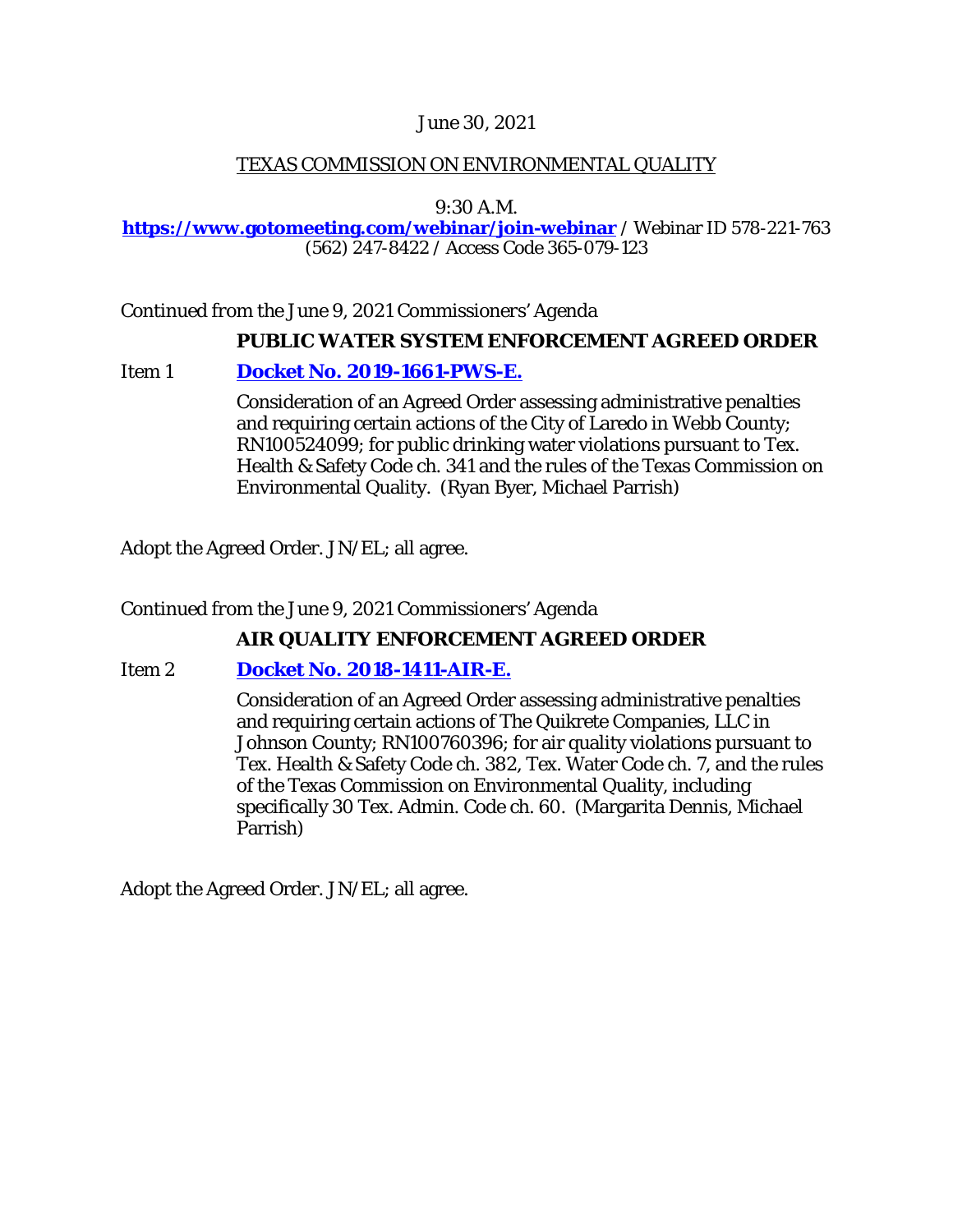June 30, 2021

TEXAS COMMISSION ON ENVIRONMENTAL QUALITY

9:30 A.M.
**https://www.gotomeeting.com/webinar/join-webinar** / Webinar ID 578-221-763
(562) 247-8422 / Access Code 365-079-123

*Continued from the June 9, 2021 Commissioners' Agenda*

**PUBLIC WATER SYSTEM ENFORCEMENT AGREED ORDER**

Item 1 **Docket No. 2019-1661-PWS-E.**

Consideration of an Agreed Order assessing administrative penalties and requiring certain actions of the City of Laredo in Webb County; RN100524099; for public drinking water violations pursuant to Tex. Health & Safety Code ch. 341 and the rules of the Texas Commission on Environmental Quality. (Ryan Byer, Michael Parrish)

Adopt the Agreed Order. JN/EL; all agree.

*Continued from the June 9, 2021 Commissioners' Agenda*

**AIR QUALITY ENFORCEMENT AGREED ORDER**

Item 2 **Docket No. 2018-1411-AIR-E.**

Consideration of an Agreed Order assessing administrative penalties and requiring certain actions of The Quikrete Companies, LLC in Johnson County; RN100760396; for air quality violations pursuant to Tex. Health & Safety Code ch. 382, Tex. Water Code ch. 7, and the rules of the Texas Commission on Environmental Quality, including specifically 30 Tex. Admin. Code ch. 60. (Margarita Dennis, Michael Parrish)

Adopt the Agreed Order. JN/EL; all agree.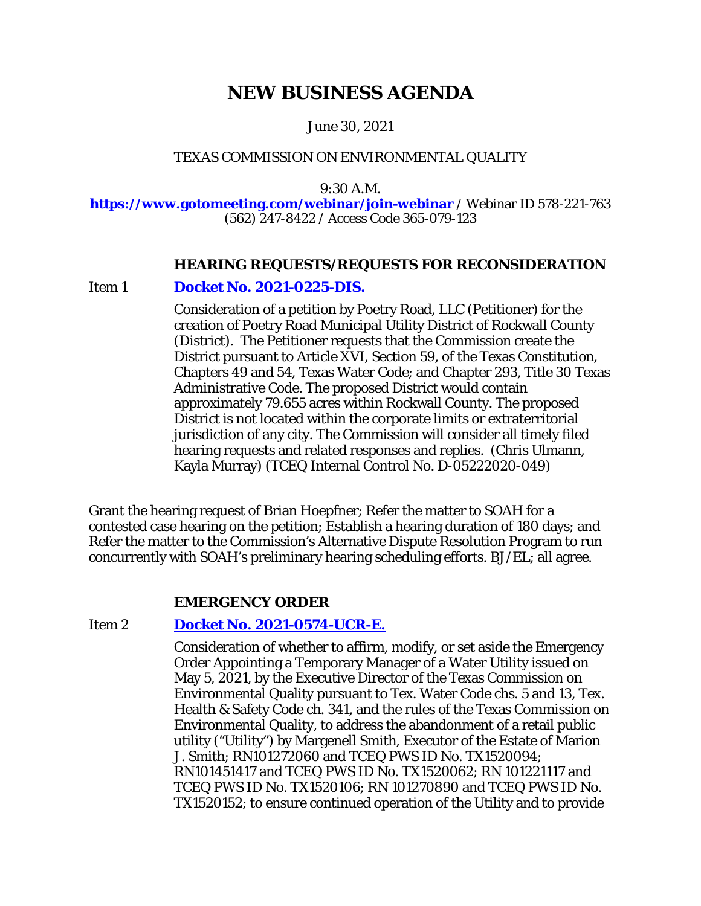# NEW BUSINESS AGENDA

June 30, 2021

TEXAS COMMISSION ON ENVIRONMENTAL QUALITY

9:30 A.M.

**https://www.gotomeeting.com/webinar/join-webinar** / Webinar ID 578-221-763
(562) 247-8422 / Access Code 365-079-123

### HEARING REQUESTS/REQUESTS FOR RECONSIDERATION

Item 1 **Docket No. 2021-0225-DIS.**

Consideration of a petition by Poetry Road, LLC (Petitioner) for the creation of Poetry Road Municipal Utility District of Rockwall County (District). The Petitioner requests that the Commission create the District pursuant to Article XVI, Section 59, of the Texas Constitution, Chapters 49 and 54, Texas Water Code; and Chapter 293, Title 30 Texas Administrative Code. The proposed District would contain approximately 79.655 acres within Rockwall County. The proposed District is not located within the corporate limits or extraterritorial jurisdiction of any city. The Commission will consider all timely filed hearing requests and related responses and replies. (Chris Ulmann, Kayla Murray) (TCEQ Internal Control No. D-05222020-049)

Grant the hearing request of Brian Hoepfner; Refer the matter to SOAH for a contested case hearing on the petition; Establish a hearing duration of 180 days; and Refer the matter to the Commission's Alternative Dispute Resolution Program to run concurrently with SOAH's preliminary hearing scheduling efforts. BJ/EL; all agree.

### EMERGENCY ORDER

Item 2 **Docket No. 2021-0574-UCR-E.**

Consideration of whether to affirm, modify, or set aside the Emergency Order Appointing a Temporary Manager of a Water Utility issued on May 5, 2021, by the Executive Director of the Texas Commission on Environmental Quality pursuant to Tex. Water Code chs. 5 and 13, Tex. Health & Safety Code ch. 341, and the rules of the Texas Commission on Environmental Quality, to address the abandonment of a retail public utility ("Utility") by Margenell Smith, Executor of the Estate of Marion J. Smith; RN101272060 and TCEQ PWS ID No. TX1520094; RN101451417 and TCEQ PWS ID No. TX1520062; RN 101221117 and TCEQ PWS ID No. TX1520106; RN 101270890 and TCEQ PWS ID No. TX1520152; to ensure continued operation of the Utility and to provide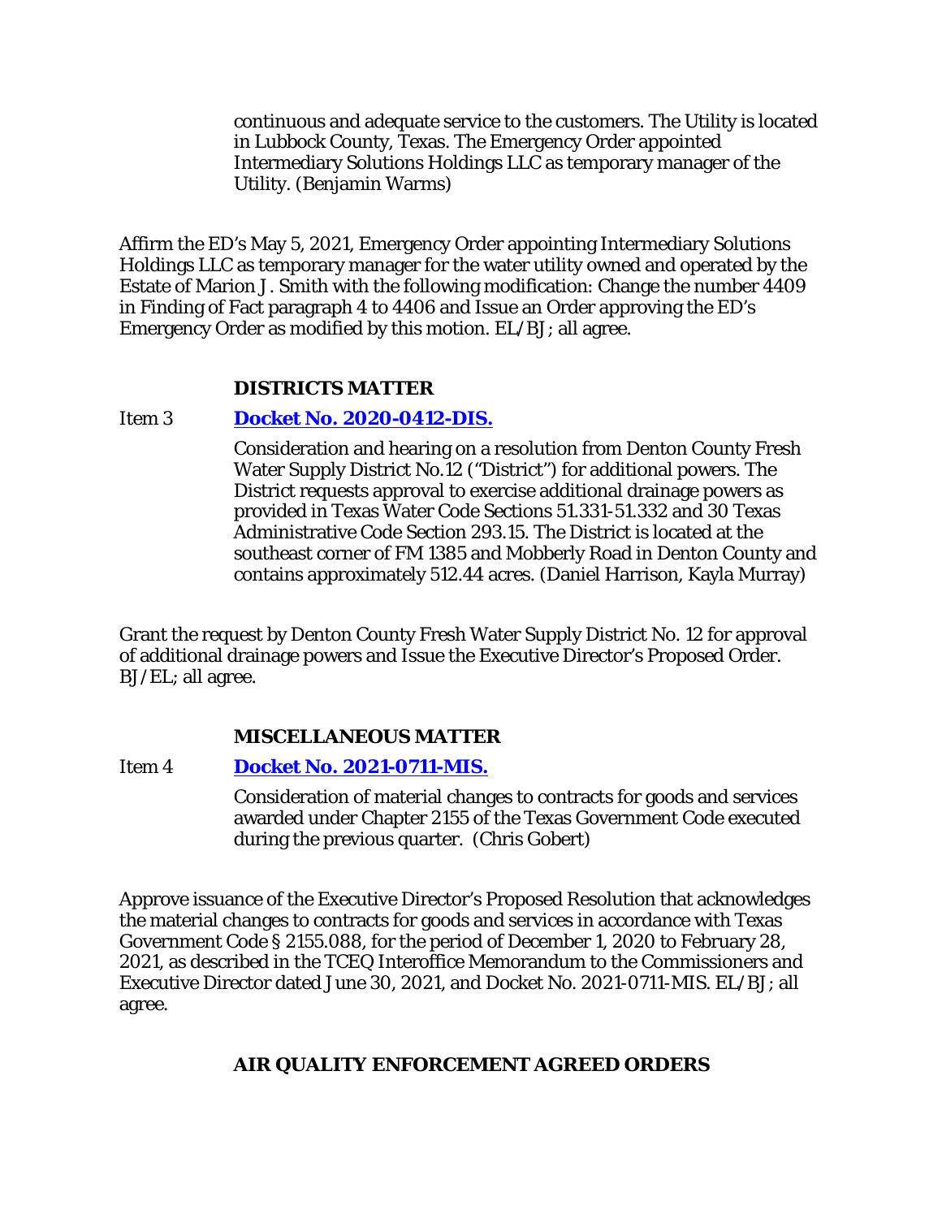continuous and adequate service to the customers. The Utility is located in Lubbock County, Texas. The Emergency Order appointed Intermediary Solutions Holdings LLC as temporary manager of the Utility. (Benjamin Warms)

Affirm the ED's May 5, 2021, Emergency Order appointing Intermediary Solutions Holdings LLC as temporary manager for the water utility owned and operated by the Estate of Marion J. Smith with the following modification: Change the number 4409 in Finding of Fact paragraph 4 to 4406 and Issue an Order approving the ED's Emergency Order as modified by this motion. EL/BJ; all agree.

**DISTRICTS MATTER**

Item 3 **Docket No. 2020-0412-DIS.**

Consideration and hearing on a resolution from Denton County Fresh Water Supply District No.12 ("District") for additional powers. The District requests approval to exercise additional drainage powers as provided in Texas Water Code Sections 51.331-51.332 and 30 Texas Administrative Code Section 293.15. The District is located at the southeast corner of FM 1385 and Mobberly Road in Denton County and contains approximately 512.44 acres. (Daniel Harrison, Kayla Murray)

Grant the request by Denton County Fresh Water Supply District No. 12 for approval of additional drainage powers and Issue the Executive Director's Proposed Order. BJ/EL; all agree.

**MISCELLANEOUS MATTER**

Item 4 **Docket No. 2021-0711-MIS.**

Consideration of material changes to contracts for goods and services awarded under Chapter 2155 of the Texas Government Code executed during the previous quarter. (Chris Gobert)

Approve issuance of the Executive Director's Proposed Resolution that acknowledges the material changes to contracts for goods and services in accordance with Texas Government Code § 2155.088, for the period of December 1, 2020 to February 28, 2021, as described in the TCEQ Interoffice Memorandum to the Commissioners and Executive Director dated June 30, 2021, and Docket No. 2021-0711-MIS. EL/BJ; all agree.

**AIR QUALITY ENFORCEMENT AGREED ORDERS**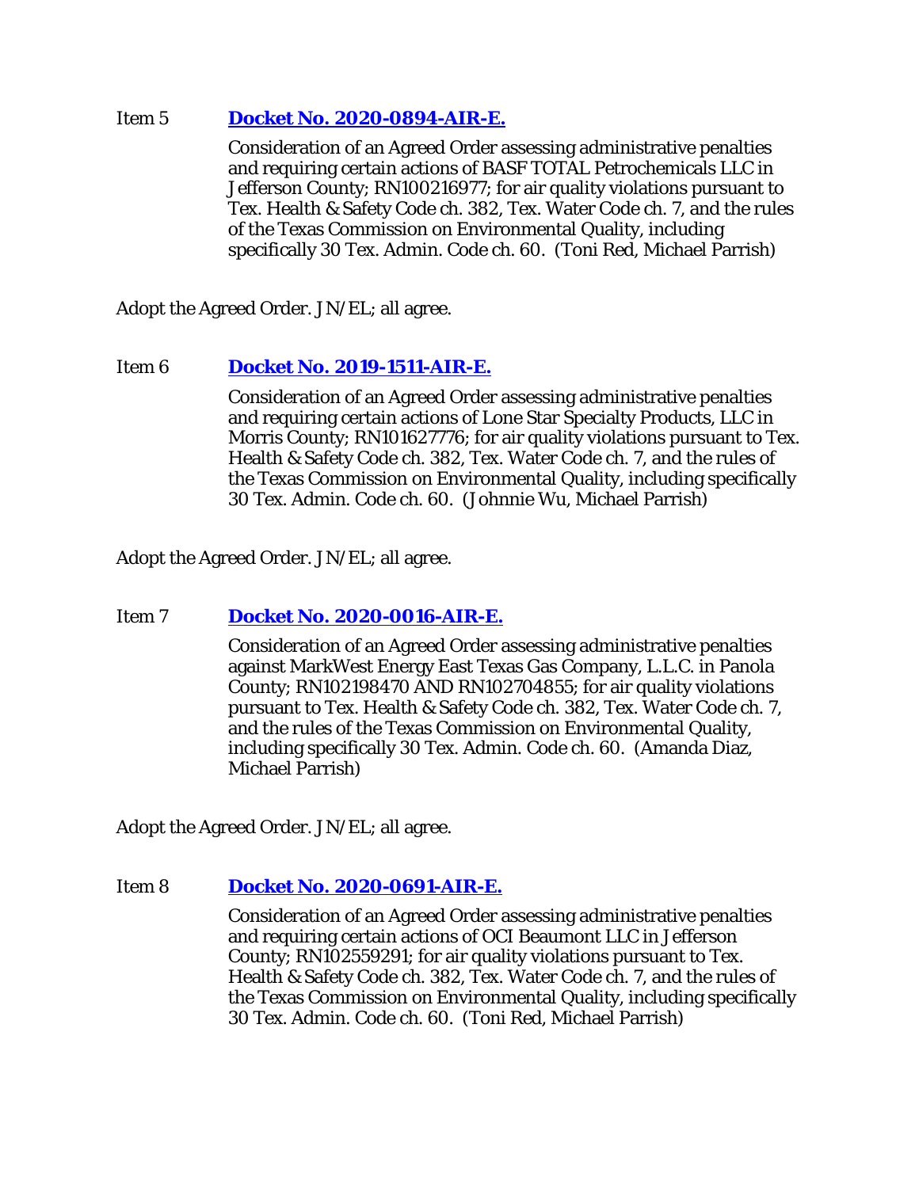Item 5 **Docket No. 2020-0894-AIR-E.**

Consideration of an Agreed Order assessing administrative penalties and requiring certain actions of BASF TOTAL Petrochemicals LLC in Jefferson County; RN100216977; for air quality violations pursuant to Tex. Health & Safety Code ch. 382, Tex. Water Code ch. 7, and the rules of the Texas Commission on Environmental Quality, including specifically 30 Tex. Admin. Code ch. 60. (Toni Red, Michael Parrish)

Adopt the Agreed Order. JN/EL; all agree.

Item 6 **Docket No. 2019-1511-AIR-E.**

Consideration of an Agreed Order assessing administrative penalties and requiring certain actions of Lone Star Specialty Products, LLC in Morris County; RN101627776; for air quality violations pursuant to Tex. Health & Safety Code ch. 382, Tex. Water Code ch. 7, and the rules of the Texas Commission on Environmental Quality, including specifically 30 Tex. Admin. Code ch. 60. (Johnnie Wu, Michael Parrish)

Adopt the Agreed Order. JN/EL; all agree.

Item 7 **Docket No. 2020-0016-AIR-E.**

Consideration of an Agreed Order assessing administrative penalties against MarkWest Energy East Texas Gas Company, L.L.C. in Panola County; RN102198470 AND RN102704855; for air quality violations pursuant to Tex. Health & Safety Code ch. 382, Tex. Water Code ch. 7, and the rules of the Texas Commission on Environmental Quality, including specifically 30 Tex. Admin. Code ch. 60. (Amanda Diaz, Michael Parrish)

Adopt the Agreed Order. JN/EL; all agree.

Item 8 **Docket No. 2020-0691-AIR-E.**

Consideration of an Agreed Order assessing administrative penalties and requiring certain actions of OCI Beaumont LLC in Jefferson County; RN102559291; for air quality violations pursuant to Tex. Health & Safety Code ch. 382, Tex. Water Code ch. 7, and the rules of the Texas Commission on Environmental Quality, including specifically 30 Tex. Admin. Code ch. 60. (Toni Red, Michael Parrish)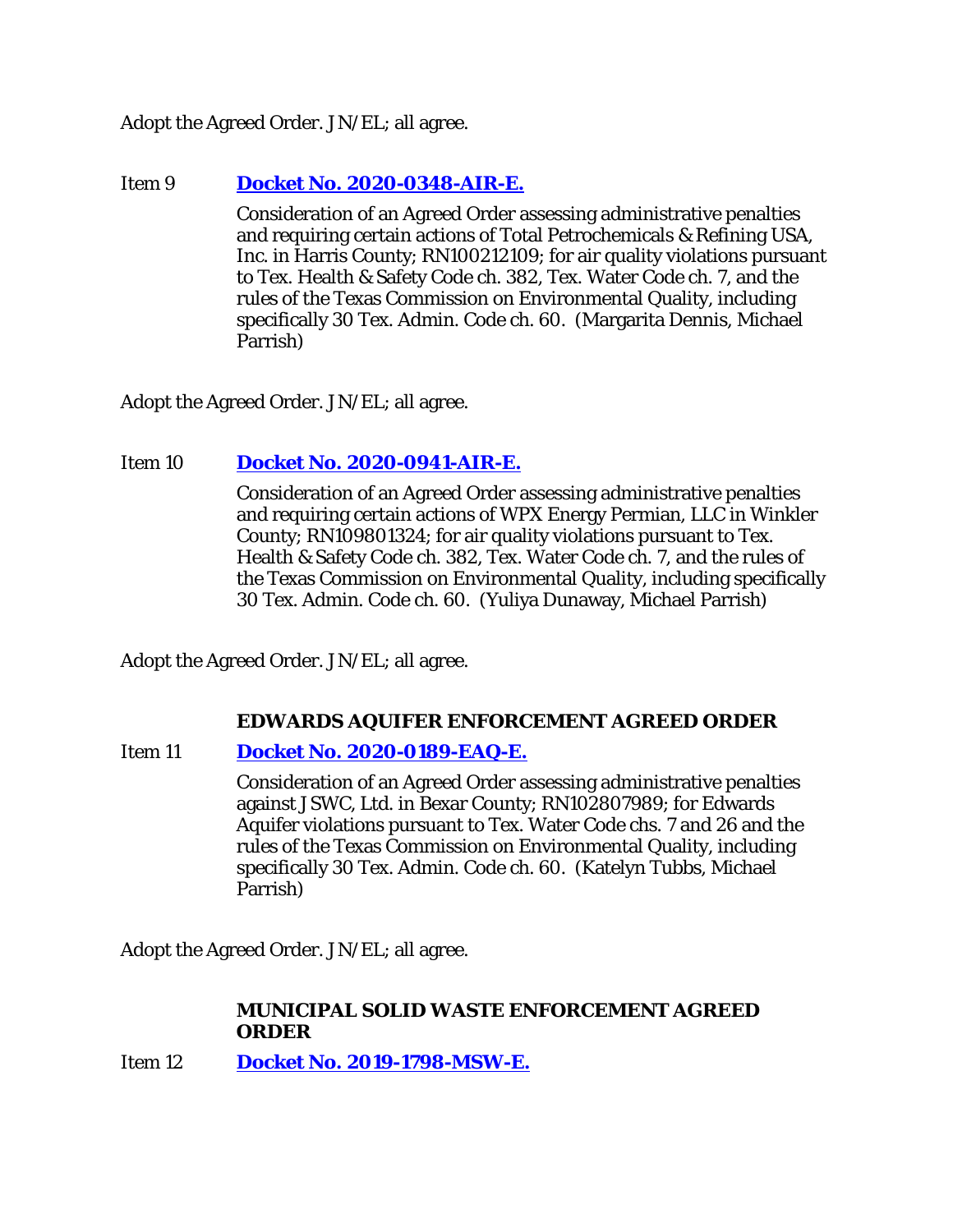Adopt the Agreed Order. JN/EL; all agree.

Item 9 **Docket No. 2020-0348-AIR-E.**

Consideration of an Agreed Order assessing administrative penalties and requiring certain actions of Total Petrochemicals & Refining USA, Inc. in Harris County; RN100212109; for air quality violations pursuant to Tex. Health & Safety Code ch. 382, Tex. Water Code ch. 7, and the rules of the Texas Commission on Environmental Quality, including specifically 30 Tex. Admin. Code ch. 60. (Margarita Dennis, Michael Parrish)

Adopt the Agreed Order. JN/EL; all agree.

Item 10 **Docket No. 2020-0941-AIR-E.**

Consideration of an Agreed Order assessing administrative penalties and requiring certain actions of WPX Energy Permian, LLC in Winkler County; RN109801324; for air quality violations pursuant to Tex. Health & Safety Code ch. 382, Tex. Water Code ch. 7, and the rules of the Texas Commission on Environmental Quality, including specifically 30 Tex. Admin. Code ch. 60. (Yuliya Dunaway, Michael Parrish)

Adopt the Agreed Order. JN/EL; all agree.

**EDWARDS AQUIFER ENFORCEMENT AGREED ORDER**

Item 11 **Docket No. 2020-0189-EAQ-E.**

Consideration of an Agreed Order assessing administrative penalties against JSWC, Ltd. in Bexar County; RN102807989; for Edwards Aquifer violations pursuant to Tex. Water Code chs. 7 and 26 and the rules of the Texas Commission on Environmental Quality, including specifically 30 Tex. Admin. Code ch. 60. (Katelyn Tubbs, Michael Parrish)

Adopt the Agreed Order. JN/EL; all agree.

**MUNICIPAL SOLID WASTE ENFORCEMENT AGREED ORDER**

Item 12 **Docket No. 2019-1798-MSW-E.**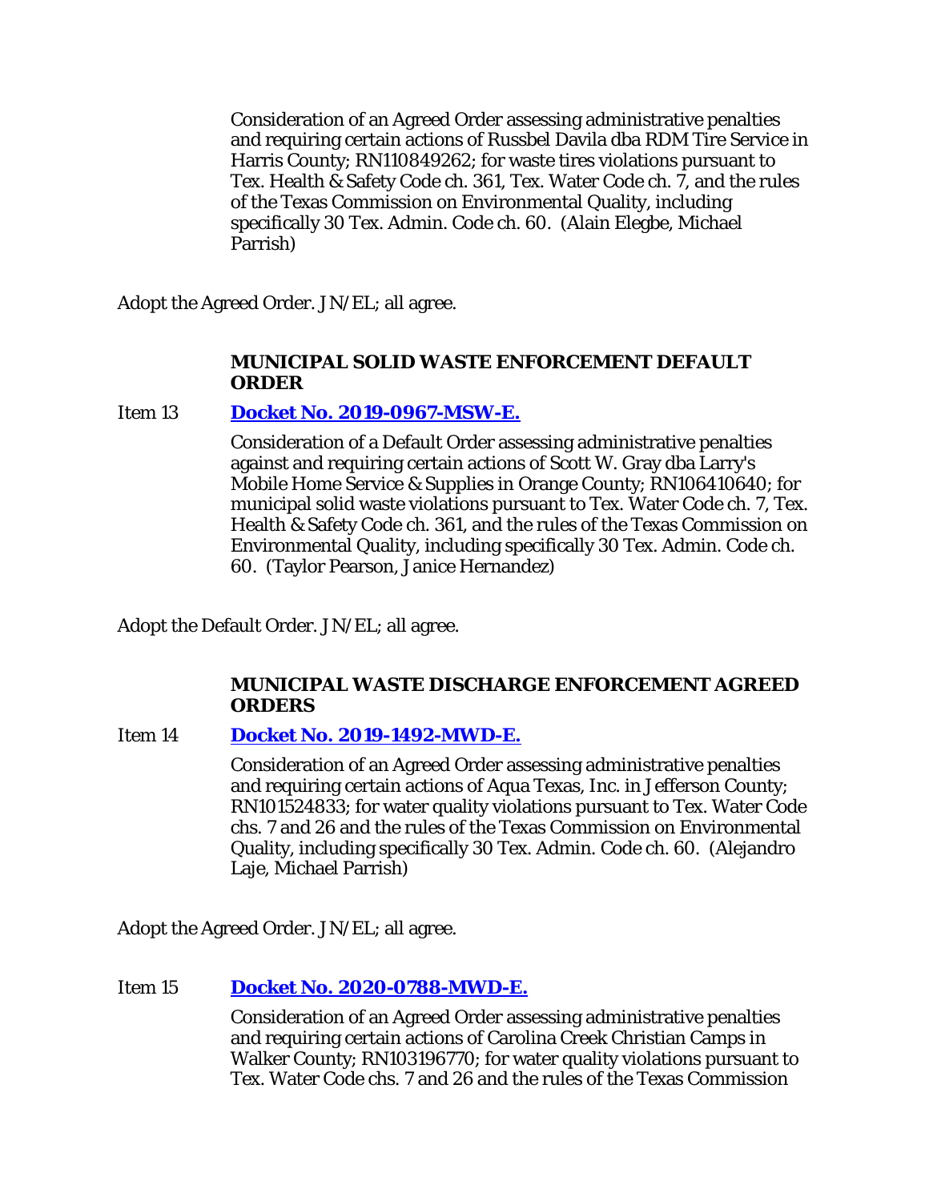Consideration of an Agreed Order assessing administrative penalties and requiring certain actions of Russbel Davila dba RDM Tire Service in Harris County; RN110849262; for waste tires violations pursuant to Tex. Health & Safety Code ch. 361, Tex. Water Code ch. 7, and the rules of the Texas Commission on Environmental Quality, including specifically 30 Tex. Admin. Code ch. 60. (Alain Elegbe, Michael Parrish)

Adopt the Agreed Order. JN/EL; all agree.

**MUNICIPAL SOLID WASTE ENFORCEMENT DEFAULT ORDER**

Item 13 **Docket No. 2019-0967-MSW-E.**

Consideration of a Default Order assessing administrative penalties against and requiring certain actions of Scott W. Gray dba Larry's Mobile Home Service & Supplies in Orange County; RN106410640; for municipal solid waste violations pursuant to Tex. Water Code ch. 7, Tex. Health & Safety Code ch. 361, and the rules of the Texas Commission on Environmental Quality, including specifically 30 Tex. Admin. Code ch. 60. (Taylor Pearson, Janice Hernandez)

Adopt the Default Order. JN/EL; all agree.

**MUNICIPAL WASTE DISCHARGE ENFORCEMENT AGREED ORDERS**

Item 14 **Docket No. 2019-1492-MWD-E.**

Consideration of an Agreed Order assessing administrative penalties and requiring certain actions of Aqua Texas, Inc. in Jefferson County; RN101524833; for water quality violations pursuant to Tex. Water Code chs. 7 and 26 and the rules of the Texas Commission on Environmental Quality, including specifically 30 Tex. Admin. Code ch. 60. (Alejandro Laje, Michael Parrish)

Adopt the Agreed Order. JN/EL; all agree.

Item 15 **Docket No. 2020-0788-MWD-E.**

Consideration of an Agreed Order assessing administrative penalties and requiring certain actions of Carolina Creek Christian Camps in Walker County; RN103196770; for water quality violations pursuant to Tex. Water Code chs. 7 and 26 and the rules of the Texas Commission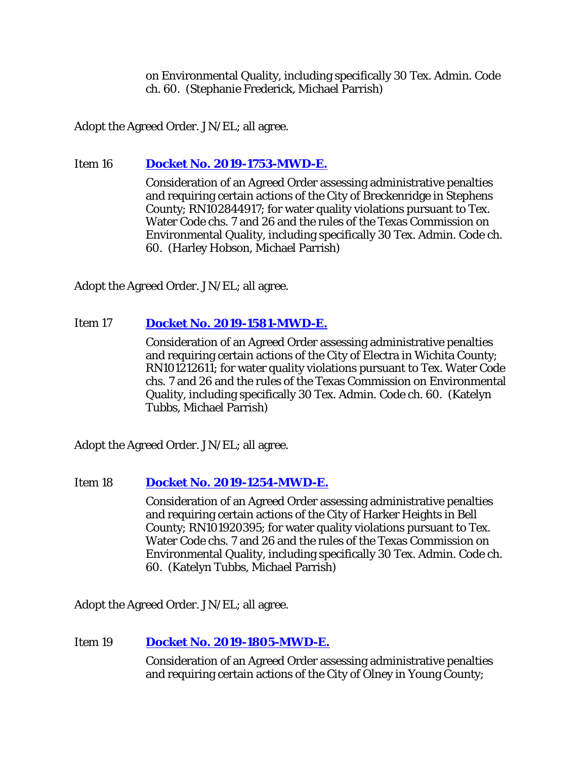on Environmental Quality, including specifically 30 Tex. Admin. Code ch. 60. (Stephanie Frederick, Michael Parrish)

Adopt the Agreed Order. JN/EL; all agree.

Item 16 **Docket No. 2019-1753-MWD-E.**

Consideration of an Agreed Order assessing administrative penalties and requiring certain actions of the City of Breckenridge in Stephens County; RN102844917; for water quality violations pursuant to Tex. Water Code chs. 7 and 26 and the rules of the Texas Commission on Environmental Quality, including specifically 30 Tex. Admin. Code ch. 60. (Harley Hobson, Michael Parrish)

Adopt the Agreed Order. JN/EL; all agree.

Item 17 **Docket No. 2019-1581-MWD-E.**

Consideration of an Agreed Order assessing administrative penalties and requiring certain actions of the City of Electra in Wichita County; RN101212611; for water quality violations pursuant to Tex. Water Code chs. 7 and 26 and the rules of the Texas Commission on Environmental Quality, including specifically 30 Tex. Admin. Code ch. 60. (Katelyn Tubbs, Michael Parrish)

Adopt the Agreed Order. JN/EL; all agree.

Item 18 **Docket No. 2019-1254-MWD-E.**

Consideration of an Agreed Order assessing administrative penalties and requiring certain actions of the City of Harker Heights in Bell County; RN101920395; for water quality violations pursuant to Tex. Water Code chs. 7 and 26 and the rules of the Texas Commission on Environmental Quality, including specifically 30 Tex. Admin. Code ch. 60. (Katelyn Tubbs, Michael Parrish)

Adopt the Agreed Order. JN/EL; all agree.

Item 19 **Docket No. 2019-1805-MWD-E.**

Consideration of an Agreed Order assessing administrative penalties and requiring certain actions of the City of Olney in Young County;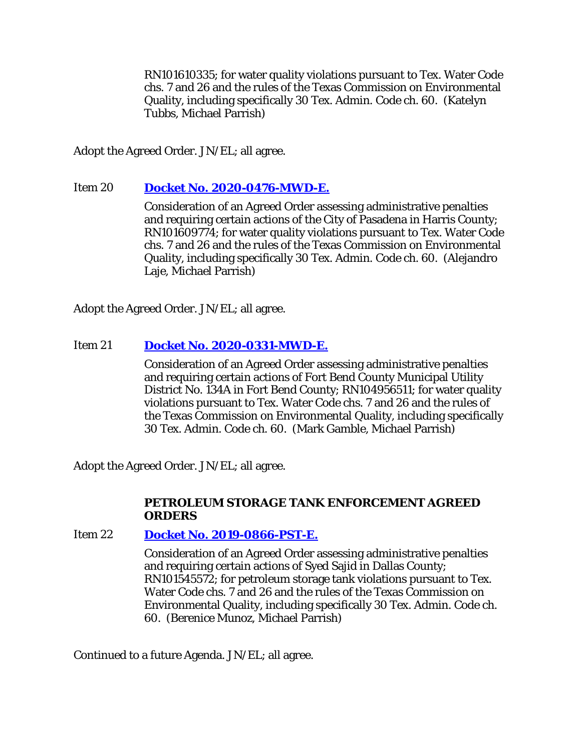RN101610335; for water quality violations pursuant to Tex. Water Code chs. 7 and 26 and the rules of the Texas Commission on Environmental Quality, including specifically 30 Tex. Admin. Code ch. 60. (Katelyn Tubbs, Michael Parrish)

Adopt the Agreed Order. JN/EL; all agree.

Item 20 **Docket No. 2020-0476-MWD-E.**

Consideration of an Agreed Order assessing administrative penalties and requiring certain actions of the City of Pasadena in Harris County; RN101609774; for water quality violations pursuant to Tex. Water Code chs. 7 and 26 and the rules of the Texas Commission on Environmental Quality, including specifically 30 Tex. Admin. Code ch. 60. (Alejandro Laje, Michael Parrish)

Adopt the Agreed Order. JN/EL; all agree.

Item 21 **Docket No. 2020-0331-MWD-E.**

Consideration of an Agreed Order assessing administrative penalties and requiring certain actions of Fort Bend County Municipal Utility District No. 134A in Fort Bend County; RN104956511; for water quality violations pursuant to Tex. Water Code chs. 7 and 26 and the rules of the Texas Commission on Environmental Quality, including specifically 30 Tex. Admin. Code ch. 60. (Mark Gamble, Michael Parrish)

Adopt the Agreed Order. JN/EL; all agree.

**PETROLEUM STORAGE TANK ENFORCEMENT AGREED ORDERS**

Item 22 **Docket No. 2019-0866-PST-E.**

Consideration of an Agreed Order assessing administrative penalties and requiring certain actions of Syed Sajid in Dallas County; RN101545572; for petroleum storage tank violations pursuant to Tex. Water Code chs. 7 and 26 and the rules of the Texas Commission on Environmental Quality, including specifically 30 Tex. Admin. Code ch. 60. (Berenice Munoz, Michael Parrish)

Continued to a future Agenda. JN/EL; all agree.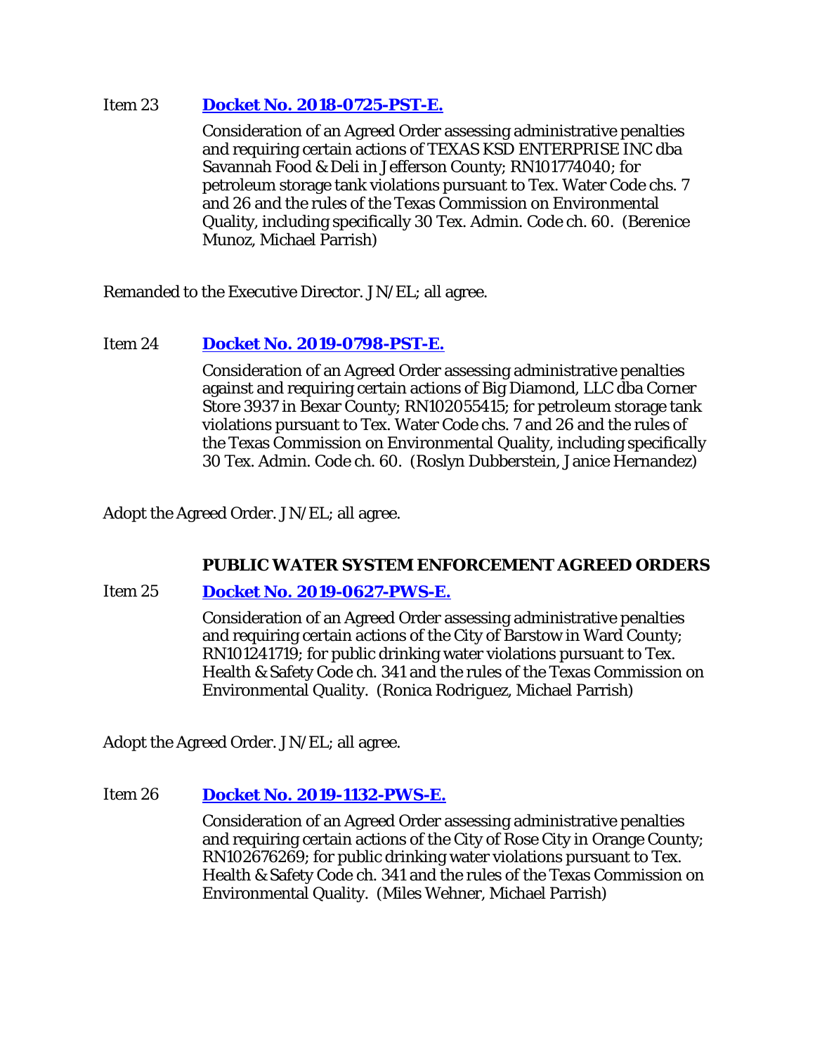Item 23 **[Docket No. 2018-0725-PST-E.]**

Consideration of an Agreed Order assessing administrative penalties and requiring certain actions of TEXAS KSD ENTERPRISE INC dba Savannah Food & Deli in Jefferson County; RN101774040; for petroleum storage tank violations pursuant to Tex. Water Code chs. 7 and 26 and the rules of the Texas Commission on Environmental Quality, including specifically 30 Tex. Admin. Code ch. 60. (Berenice Munoz, Michael Parrish)

Remanded to the Executive Director. JN/EL; all agree.

Item 24 **[Docket No. 2019-0798-PST-E.]**

Consideration of an Agreed Order assessing administrative penalties against and requiring certain actions of Big Diamond, LLC dba Corner Store 3937 in Bexar County; RN102055415; for petroleum storage tank violations pursuant to Tex. Water Code chs. 7 and 26 and the rules of the Texas Commission on Environmental Quality, including specifically 30 Tex. Admin. Code ch. 60. (Roslyn Dubberstein, Janice Hernandez)

Adopt the Agreed Order. JN/EL; all agree.

**PUBLIC WATER SYSTEM ENFORCEMENT AGREED ORDERS**

Item 25 **[Docket No. 2019-0627-PWS-E.]**

Consideration of an Agreed Order assessing administrative penalties and requiring certain actions of the City of Barstow in Ward County; RN101241719; for public drinking water violations pursuant to Tex. Health & Safety Code ch. 341 and the rules of the Texas Commission on Environmental Quality. (Ronica Rodriguez, Michael Parrish)

Adopt the Agreed Order. JN/EL; all agree.

Item 26 **[Docket No. 2019-1132-PWS-E.]**

Consideration of an Agreed Order assessing administrative penalties and requiring certain actions of the City of Rose City in Orange County; RN102676269; for public drinking water violations pursuant to Tex. Health & Safety Code ch. 341 and the rules of the Texas Commission on Environmental Quality. (Miles Wehner, Michael Parrish)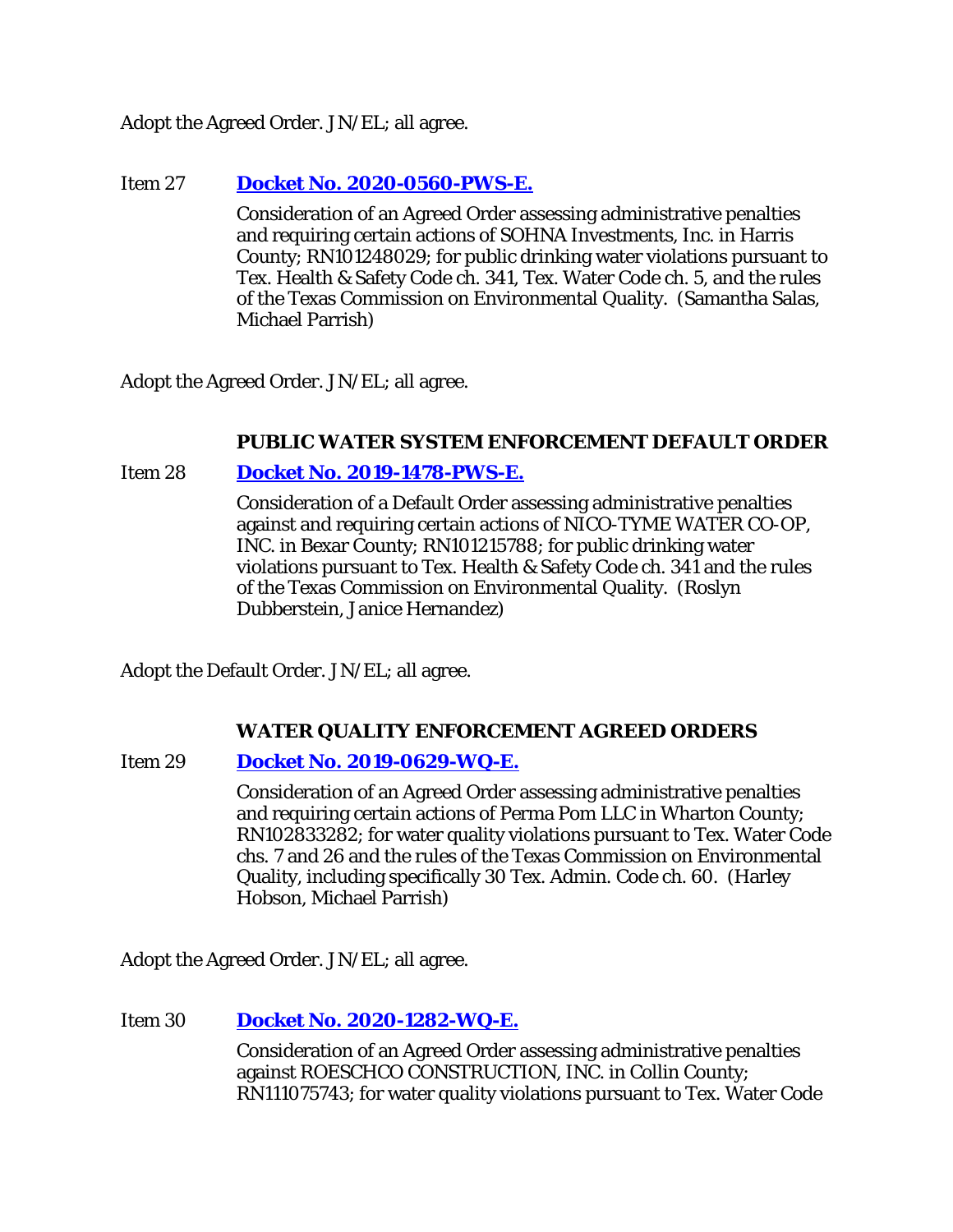Adopt the Agreed Order. JN/EL; all agree.

Item 27 **Docket No. 2020-0560-PWS-E.**

Consideration of an Agreed Order assessing administrative penalties and requiring certain actions of SOHNA Investments, Inc. in Harris County; RN101248029; for public drinking water violations pursuant to Tex. Health & Safety Code ch. 341, Tex. Water Code ch. 5, and the rules of the Texas Commission on Environmental Quality. (Samantha Salas, Michael Parrish)

Adopt the Agreed Order. JN/EL; all agree.

### PUBLIC WATER SYSTEM ENFORCEMENT DEFAULT ORDER

Item 28 **Docket No. 2019-1478-PWS-E.**

Consideration of a Default Order assessing administrative penalties against and requiring certain actions of NICO-TYME WATER CO-OP, INC. in Bexar County; RN101215788; for public drinking water violations pursuant to Tex. Health & Safety Code ch. 341 and the rules of the Texas Commission on Environmental Quality. (Roslyn Dubberstein, Janice Hernandez)

Adopt the Default Order. JN/EL; all agree.

### WATER QUALITY ENFORCEMENT AGREED ORDERS

Item 29 **Docket No. 2019-0629-WQ-E.**

Consideration of an Agreed Order assessing administrative penalties and requiring certain actions of Perma Pom LLC in Wharton County; RN102833282; for water quality violations pursuant to Tex. Water Code chs. 7 and 26 and the rules of the Texas Commission on Environmental Quality, including specifically 30 Tex. Admin. Code ch. 60. (Harley Hobson, Michael Parrish)

Adopt the Agreed Order. JN/EL; all agree.

Item 30 **Docket No. 2020-1282-WQ-E.**

Consideration of an Agreed Order assessing administrative penalties against ROESCHCO CONSTRUCTION, INC. in Collin County; RN111075743; for water quality violations pursuant to Tex. Water Code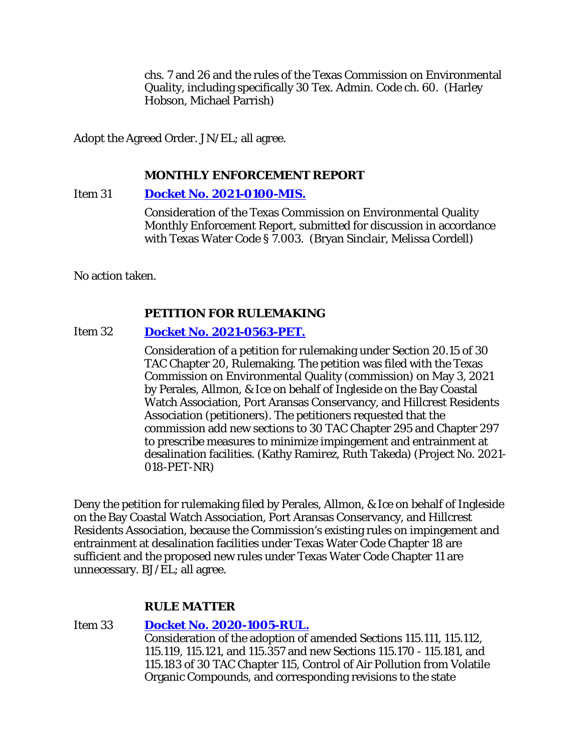chs. 7 and 26 and the rules of the Texas Commission on Environmental Quality, including specifically 30 Tex. Admin. Code ch. 60. (Harley Hobson, Michael Parrish)

Adopt the Agreed Order. JN/EL; all agree.

**MONTHLY ENFORCEMENT REPORT**

Item 31 **[Docket No. 2021-0100-MIS.]**

Consideration of the Texas Commission on Environmental Quality Monthly Enforcement Report, submitted for discussion in accordance with Texas Water Code § 7.003. (Bryan Sinclair, Melissa Cordell)

No action taken.

**PETITION FOR RULEMAKING**

Item 32 **[Docket No. 2021-0563-PET.]**

Consideration of a petition for rulemaking under Section 20.15 of 30 TAC Chapter 20, Rulemaking. The petition was filed with the Texas Commission on Environmental Quality (commission) on May 3, 2021 by Perales, Allmon, & Ice on behalf of Ingleside on the Bay Coastal Watch Association, Port Aransas Conservancy, and Hillcrest Residents Association (petitioners). The petitioners requested that the commission add new sections to 30 TAC Chapter 295 and Chapter 297 to prescribe measures to minimize impingement and entrainment at desalination facilities. (Kathy Ramirez, Ruth Takeda) (Project No. 2021-018-PET-NR)

Deny the petition for rulemaking filed by Perales, Allmon, & Ice on behalf of Ingleside on the Bay Coastal Watch Association, Port Aransas Conservancy, and Hillcrest Residents Association, because the Commission's existing rules on impingement and entrainment at desalination facilities under Texas Water Code Chapter 18 are sufficient and the proposed new rules under Texas Water Code Chapter 11 are unnecessary. BJ/EL; all agree.

**RULE MATTER**

Item 33 **[Docket No. 2020-1005-RUL.]**

Consideration of the adoption of amended Sections 115.111, 115.112, 115.119, 115.121, and 115.357 and new Sections 115.170 - 115.181, and 115.183 of 30 TAC Chapter 115, Control of Air Pollution from Volatile Organic Compounds, and corresponding revisions to the state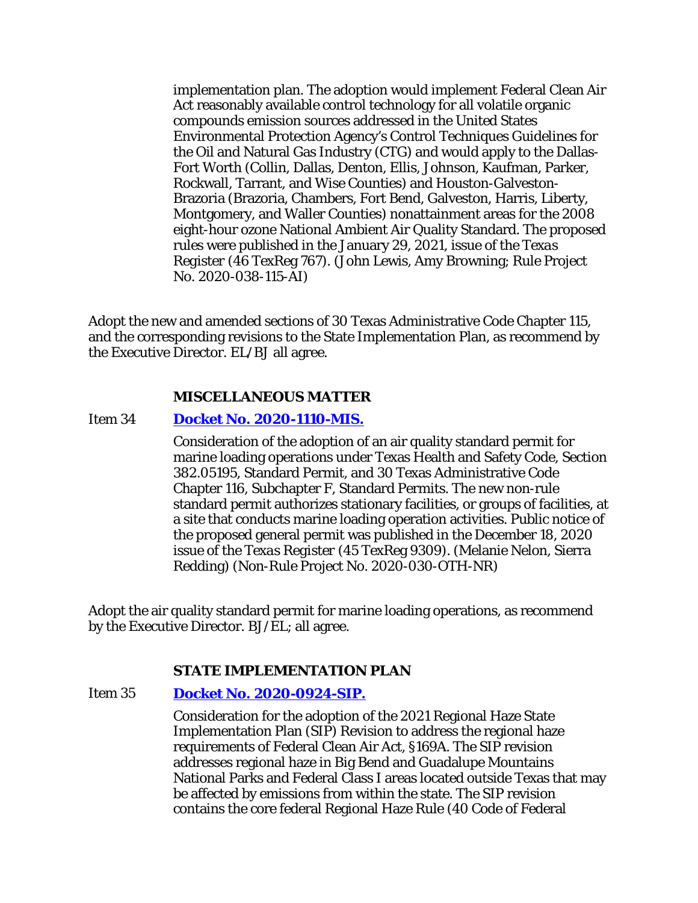implementation plan. The adoption would implement Federal Clean Air Act reasonably available control technology for all volatile organic compounds emission sources addressed in the United States Environmental Protection Agency's Control Techniques Guidelines for the Oil and Natural Gas Industry (CTG) and would apply to the Dallas-Fort Worth (Collin, Dallas, Denton, Ellis, Johnson, Kaufman, Parker, Rockwall, Tarrant, and Wise Counties) and Houston-Galveston-Brazoria (Brazoria, Chambers, Fort Bend, Galveston, Harris, Liberty, Montgomery, and Waller Counties) nonattainment areas for the 2008 eight-hour ozone National Ambient Air Quality Standard. The proposed rules were published in the January 29, 2021, issue of the *Texas Register* (46 TexReg 767). (John Lewis, Amy Browning; Rule Project No. 2020-038-115-AI)

Adopt the new and amended sections of 30 Texas Administrative Code Chapter 115, and the corresponding revisions to the State Implementation Plan, as recommend by the Executive Director. EL/BJ all agree.

**MISCELLANEOUS MATTER**

Item 34 **Docket No. 2020-1110-MIS.**

Consideration of the adoption of an air quality standard permit for marine loading operations under Texas Health and Safety Code, Section 382.05195, Standard Permit, and 30 Texas Administrative Code Chapter 116, Subchapter F, Standard Permits. The new non-rule standard permit authorizes stationary facilities, or groups of facilities, at a site that conducts marine loading operation activities. Public notice of the proposed general permit was published in the December 18, 2020 issue of the *Texas Register* (45 TexReg 9309). (Melanie Nelon, Sierra Redding) (Non-Rule Project No. 2020-030-OTH-NR)

Adopt the air quality standard permit for marine loading operations, as recommend by the Executive Director. BJ/EL; all agree.

**STATE IMPLEMENTATION PLAN**

Item 35 **Docket No. 2020-0924-SIP.**

Consideration for the adoption of the 2021 Regional Haze State Implementation Plan (SIP) Revision to address the regional haze requirements of Federal Clean Air Act, §169A. The SIP revision addresses regional haze in Big Bend and Guadalupe Mountains National Parks and Federal Class I areas located outside Texas that may be affected by emissions from within the state. The SIP revision contains the core federal Regional Haze Rule (40 Code of Federal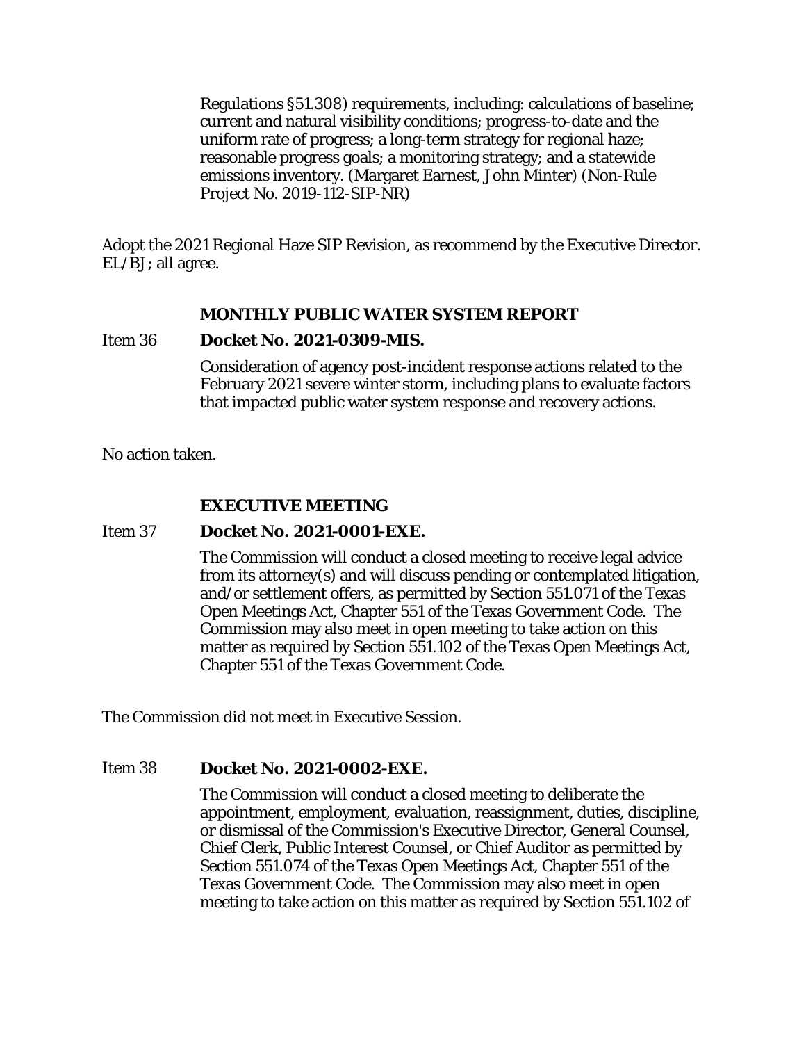Regulations §51.308) requirements, including: calculations of baseline; current and natural visibility conditions; progress-to-date and the uniform rate of progress; a long-term strategy for regional haze; reasonable progress goals; a monitoring strategy; and a statewide emissions inventory. (Margaret Earnest, John Minter) (Non-Rule Project No. 2019-112-SIP-NR)

Adopt the 2021 Regional Haze SIP Revision, as recommend by the Executive Director. EL/BJ; all agree.

**MONTHLY PUBLIC WATER SYSTEM REPORT**

Item 36 **Docket No. 2021-0309-MIS.**

Consideration of agency post-incident response actions related to the February 2021 severe winter storm, including plans to evaluate factors that impacted public water system response and recovery actions.

No action taken.

**EXECUTIVE MEETING**

Item 37 **Docket No. 2021-0001-EXE.**

The Commission will conduct a closed meeting to receive legal advice from its attorney(s) and will discuss pending or contemplated litigation, and/or settlement offers, as permitted by Section 551.071 of the Texas Open Meetings Act, Chapter 551 of the Texas Government Code. The Commission may also meet in open meeting to take action on this matter as required by Section 551.102 of the Texas Open Meetings Act, Chapter 551 of the Texas Government Code.

The Commission did not meet in Executive Session.

Item 38 **Docket No. 2021-0002-EXE.**

The Commission will conduct a closed meeting to deliberate the appointment, employment, evaluation, reassignment, duties, discipline, or dismissal of the Commission's Executive Director, General Counsel, Chief Clerk, Public Interest Counsel, or Chief Auditor as permitted by Section 551.074 of the Texas Open Meetings Act, Chapter 551 of the Texas Government Code. The Commission may also meet in open meeting to take action on this matter as required by Section 551.102 of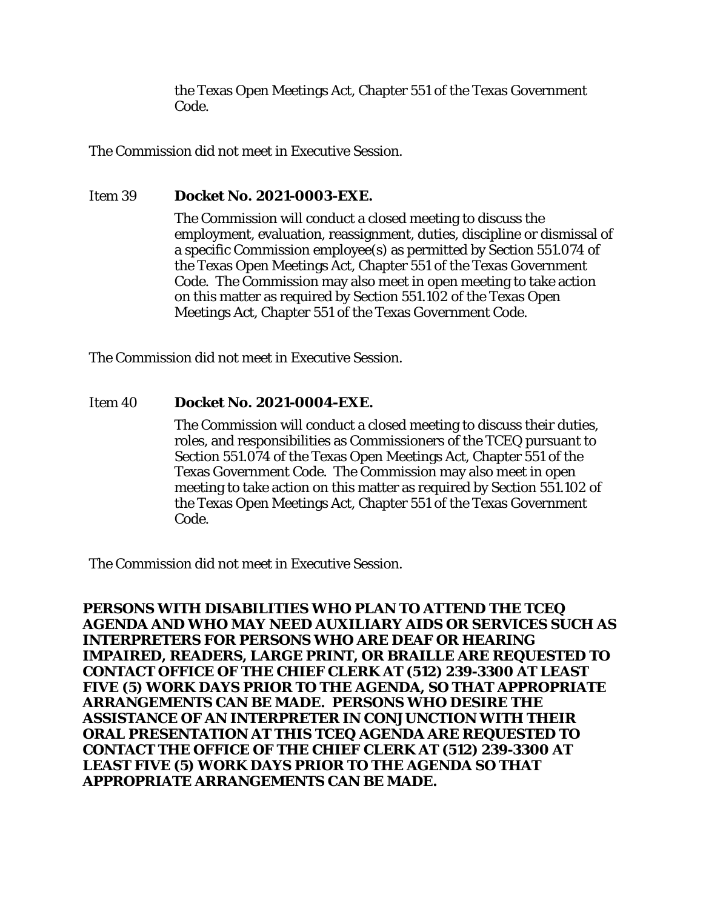the Texas Open Meetings Act, Chapter 551 of the Texas Government Code.

The Commission did not meet in Executive Session.

Item 39 **Docket No. 2021-0003-EXE.**

The Commission will conduct a closed meeting to discuss the employment, evaluation, reassignment, duties, discipline or dismissal of a specific Commission employee(s) as permitted by Section 551.074 of the Texas Open Meetings Act, Chapter 551 of the Texas Government Code. The Commission may also meet in open meeting to take action on this matter as required by Section 551.102 of the Texas Open Meetings Act, Chapter 551 of the Texas Government Code.

The Commission did not meet in Executive Session.

Item 40 **Docket No. 2021-0004-EXE.**

The Commission will conduct a closed meeting to discuss their duties, roles, and responsibilities as Commissioners of the TCEQ pursuant to Section 551.074 of the Texas Open Meetings Act, Chapter 551 of the Texas Government Code. The Commission may also meet in open meeting to take action on this matter as required by Section 551.102 of the Texas Open Meetings Act, Chapter 551 of the Texas Government Code.

The Commission did not meet in Executive Session.

**PERSONS WITH DISABILITIES WHO PLAN TO ATTEND THE TCEQ AGENDA AND WHO MAY NEED AUXILIARY AIDS OR SERVICES SUCH AS INTERPRETERS FOR PERSONS WHO ARE DEAF OR HEARING IMPAIRED, READERS, LARGE PRINT, OR BRAILLE ARE REQUESTED TO CONTACT OFFICE OF THE CHIEF CLERK AT (512) 239-3300 AT LEAST FIVE (5) WORK DAYS PRIOR TO THE AGENDA, SO THAT APPROPRIATE ARRANGEMENTS CAN BE MADE. PERSONS WHO DESIRE THE ASSISTANCE OF AN INTERPRETER IN CONJUNCTION WITH THEIR ORAL PRESENTATION AT THIS TCEQ AGENDA ARE REQUESTED TO CONTACT THE OFFICE OF THE CHIEF CLERK AT (512) 239-3300 AT LEAST FIVE (5) WORK DAYS PRIOR TO THE AGENDA SO THAT APPROPRIATE ARRANGEMENTS CAN BE MADE.**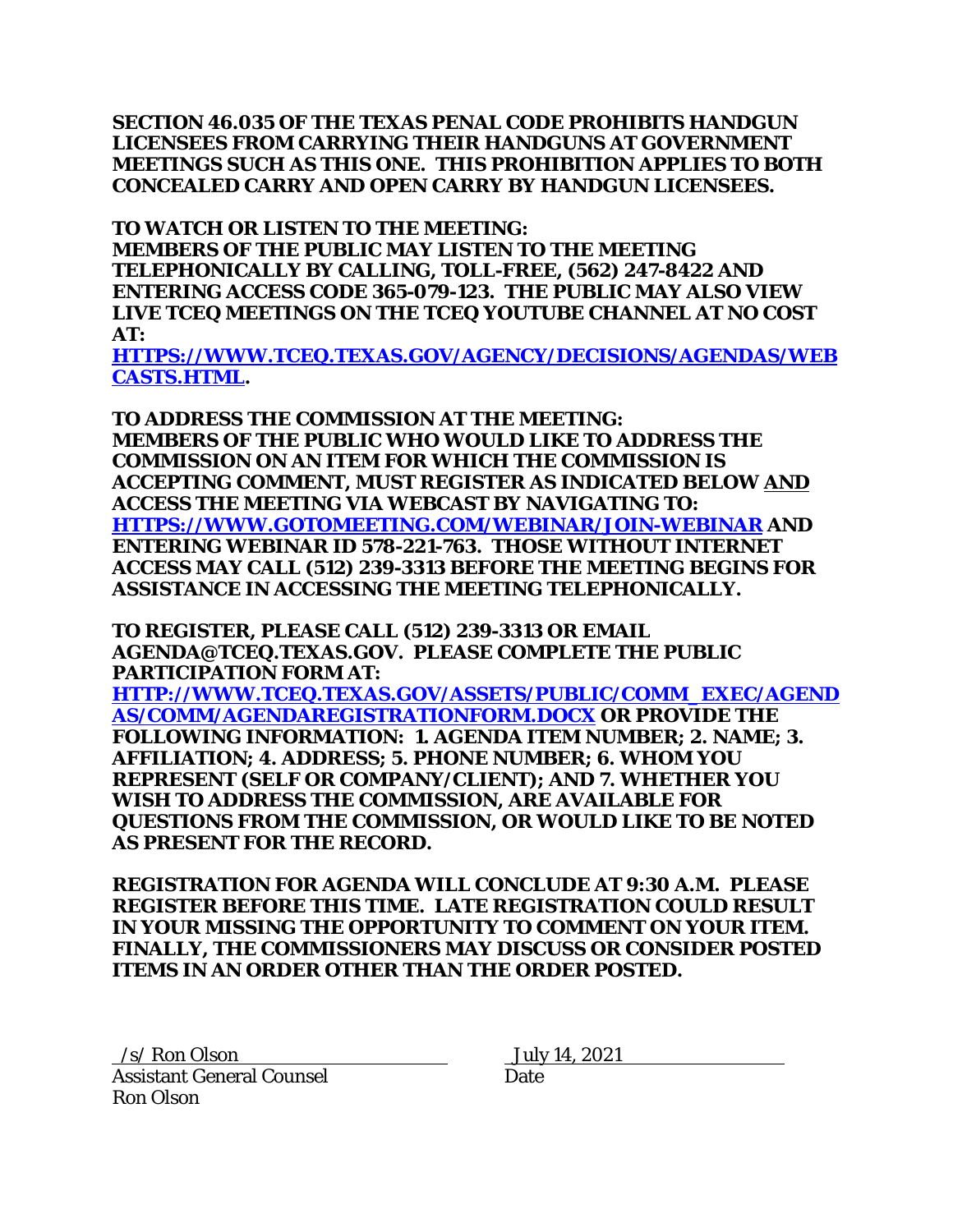**SECTION 46.035 OF THE TEXAS PENAL CODE PROHIBITS HANDGUN LICENSEES FROM CARRYING THEIR HANDGUNS AT GOVERNMENT MEETINGS SUCH AS THIS ONE. THIS PROHIBITION APPLIES TO BOTH CONCEALED CARRY AND OPEN CARRY BY HANDGUN LICENSEES.**

**TO WATCH OR LISTEN TO THE MEETING:**
**MEMBERS OF THE PUBLIC MAY LISTEN TO THE MEETING TELEPHONICALLY BY CALLING, TOLL-FREE, (562) 247-8422 AND ENTERING ACCESS CODE 365-079-123. THE PUBLIC MAY ALSO VIEW LIVE TCEQ MEETINGS ON THE TCEQ YOUTUBE CHANNEL AT NO COST AT:**
**HTTPS://WWW.TCEQ.TEXAS.GOV/AGENCY/DECISIONS/AGENDAS/WEBCASTS.HTML.**

**TO ADDRESS THE COMMISSION AT THE MEETING:**
**MEMBERS OF THE PUBLIC WHO WOULD LIKE TO ADDRESS THE COMMISSION ON AN ITEM FOR WHICH THE COMMISSION IS ACCEPTING COMMENT, MUST REGISTER AS INDICATED BELOW AND ACCESS THE MEETING VIA WEBCAST BY NAVIGATING TO: HTTPS://WWW.GOTOMEETING.COM/WEBINAR/JOIN-WEBINAR AND ENTERING WEBINAR ID 578-221-763. THOSE WITHOUT INTERNET ACCESS MAY CALL (512) 239-3313 BEFORE THE MEETING BEGINS FOR ASSISTANCE IN ACCESSING THE MEETING TELEPHONICALLY.**

**TO REGISTER, PLEASE CALL (512) 239-3313 OR EMAIL AGENDA@TCEQ.TEXAS.GOV. PLEASE COMPLETE THE PUBLIC PARTICIPATION FORM AT: HTTP://WWW.TCEQ.TEXAS.GOV/ASSETS/PUBLIC/COMM_EXEC/AGENDAS/COMM/AGENDAREGISTRATIONFORM.DOCX OR PROVIDE THE FOLLOWING INFORMATION: 1. AGENDA ITEM NUMBER; 2. NAME; 3. AFFILIATION; 4. ADDRESS; 5. PHONE NUMBER; 6. WHOM YOU REPRESENT (SELF OR COMPANY/CLIENT); AND 7. WHETHER YOU WISH TO ADDRESS THE COMMISSION, ARE AVAILABLE FOR QUESTIONS FROM THE COMMISSION, OR WOULD LIKE TO BE NOTED AS PRESENT FOR THE RECORD.**

**REGISTRATION FOR AGENDA WILL CONCLUDE AT 9:30 A.M. PLEASE REGISTER BEFORE THIS TIME. LATE REGISTRATION COULD RESULT IN YOUR MISSING THE OPPORTUNITY TO COMMENT ON YOUR ITEM. FINALLY, THE COMMISSIONERS MAY DISCUSS OR CONSIDER POSTED ITEMS IN AN ORDER OTHER THAN THE ORDER POSTED.**

/s/ Ron Olson
Assistant General Counsel
Ron Olson

July 14, 2021
Date